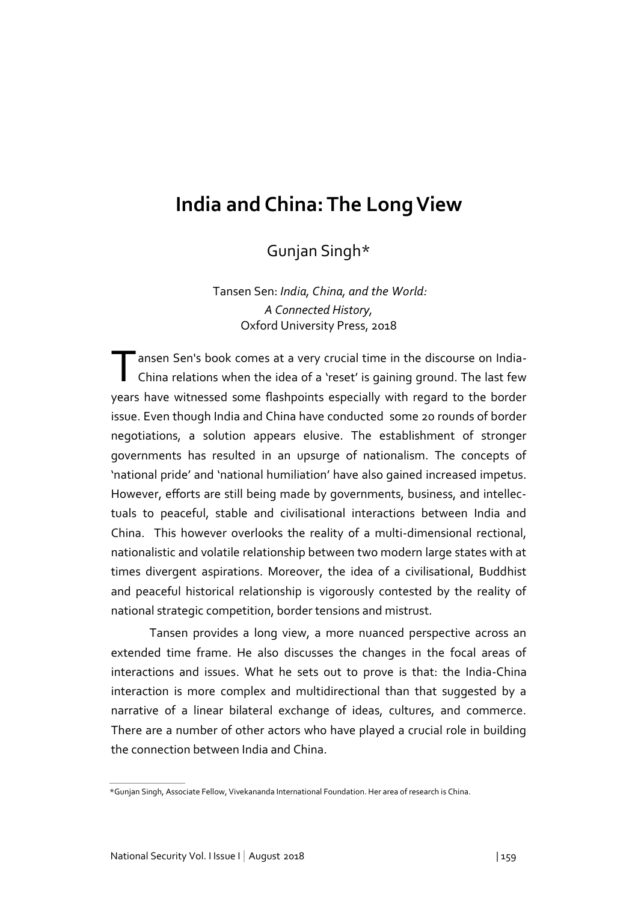# India and China: The Long View

Gunjan Singh*

Tansen Sen: *India, China, and the World: A Connected History*, Oxford University Press, 2018

Tansen Sen's book comes at a very crucial time in the discourse on India-China relations when the idea of a 'reset' is gaining ground. The last few years have witnessed some flashpoints especially with regard to the border issue. Even though India and China have conducted some 20 rounds of border negotiations, a solution appears elusive. The establishment of stronger governments has resulted in an upsurge of nationalism. The concepts of 'national pride' and 'national humiliation' have also gained increased impetus. However, efforts are still being made by governments, business, and intellectuals to peaceful, stable and civilisational interactions between India and China. This however overlooks the reality of a multi-dimensional rectional, nationalistic and volatile relationship between two modern large states with at times divergent aspirations. Moreover, the idea of a civilisational, Buddhist and peaceful historical relationship is vigorously contested by the reality of national strategic competition, border tensions and mistrust.

Tansen provides a long view, a more nuanced perspective across an extended time frame. He also discusses the changes in the focal areas of interactions and issues. What he sets out to prove is that: the India-China interaction is more complex and multidirectional than that suggested by a narrative of a linear bilateral exchange of ideas, cultures, and commerce. There are a number of other actors who have played a crucial role in building the connection between India and China.

*Gunjan Singh, Associate Fellow, Vivekananda International Foundation. Her area of research is China.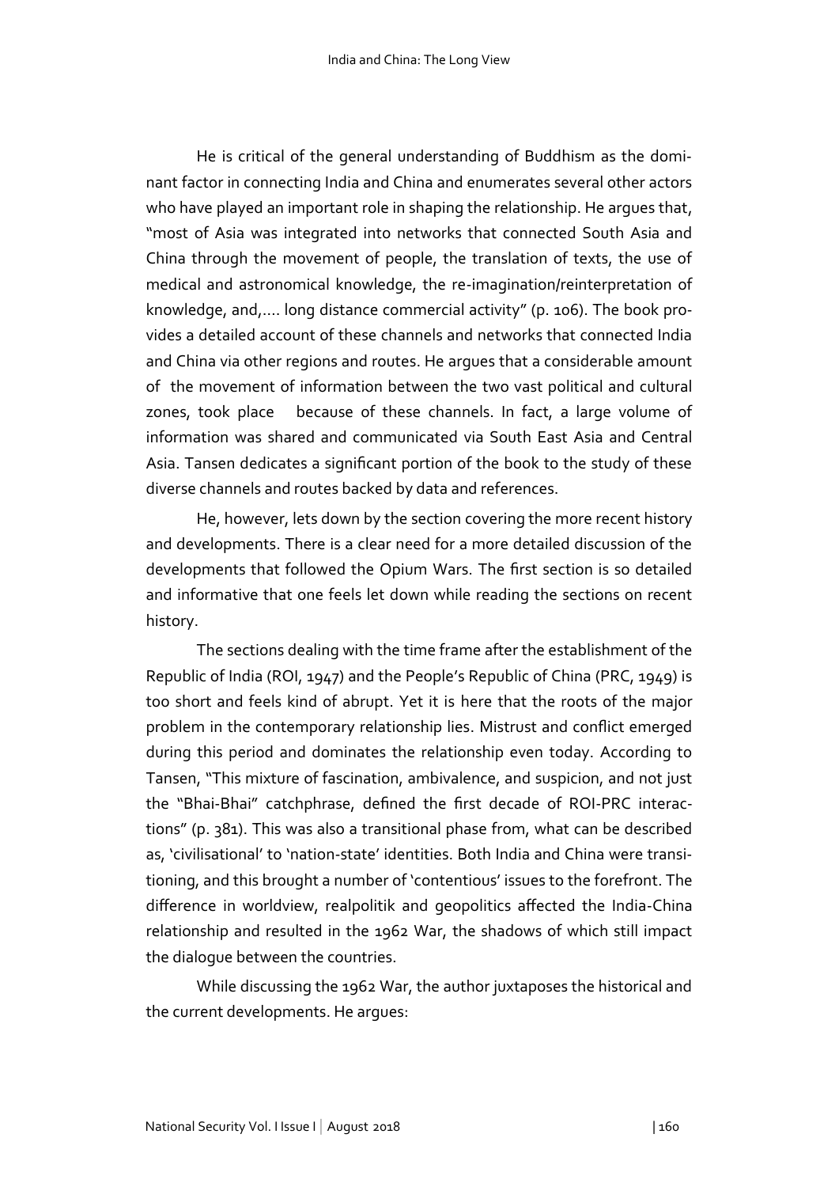He is critical of the general understanding of Buddhism as the dominant factor in connecting India and China and enumerates several other actors who have played an important role in shaping the relationship. He argues that, "most of Asia was integrated into networks that connected South Asia and China through the movement of people, the translation of texts, the use of medical and astronomical knowledge, the re-imagination/reinterpretation of knowledge, and,…. long distance commercial activity" (p. 106). The book provides a detailed account of these channels and networks that connected India and China via other regions and routes. He argues that a considerable amount of the movement of information between the two vast political and cultural zones, took place because of these channels. In fact, a large volume of information was shared and communicated via South East Asia and Central Asia. Tansen dedicates a significant portion of the book to the study of these diverse channels and routes backed by data and references.

He, however, lets down by the section covering the more recent history and developments. There is a clear need for a more detailed discussion of the developments that followed the Opium Wars. The first section is so detailed and informative that one feels let down while reading the sections on recent history.

The sections dealing with the time frame after the establishment of the Republic of India (ROI, 1947) and the People's Republic of China (PRC, 1949) is too short and feels kind of abrupt. Yet it is here that the roots of the major problem in the contemporary relationship lies. Mistrust and conflict emerged during this period and dominates the relationship even today. According to Tansen, "This mixture of fascination, ambivalence, and suspicion, and not just the "Bhai-Bhai" catchphrase, defined the first decade of ROI-PRC interactions" (p. 381). This was also a transitional phase from, what can be described as, 'civilisational' to 'nation-state' identities. Both India and China were transitioning, and this brought a number of 'contentious' issues to the forefront. The difference in worldview, realpolitik and geopolitics affected the India-China relationship and resulted in the 1962 War, the shadows of which still impact the dialogue between the countries.

While discussing the 1962 War, the author juxtaposes the historical and the current developments. He argues: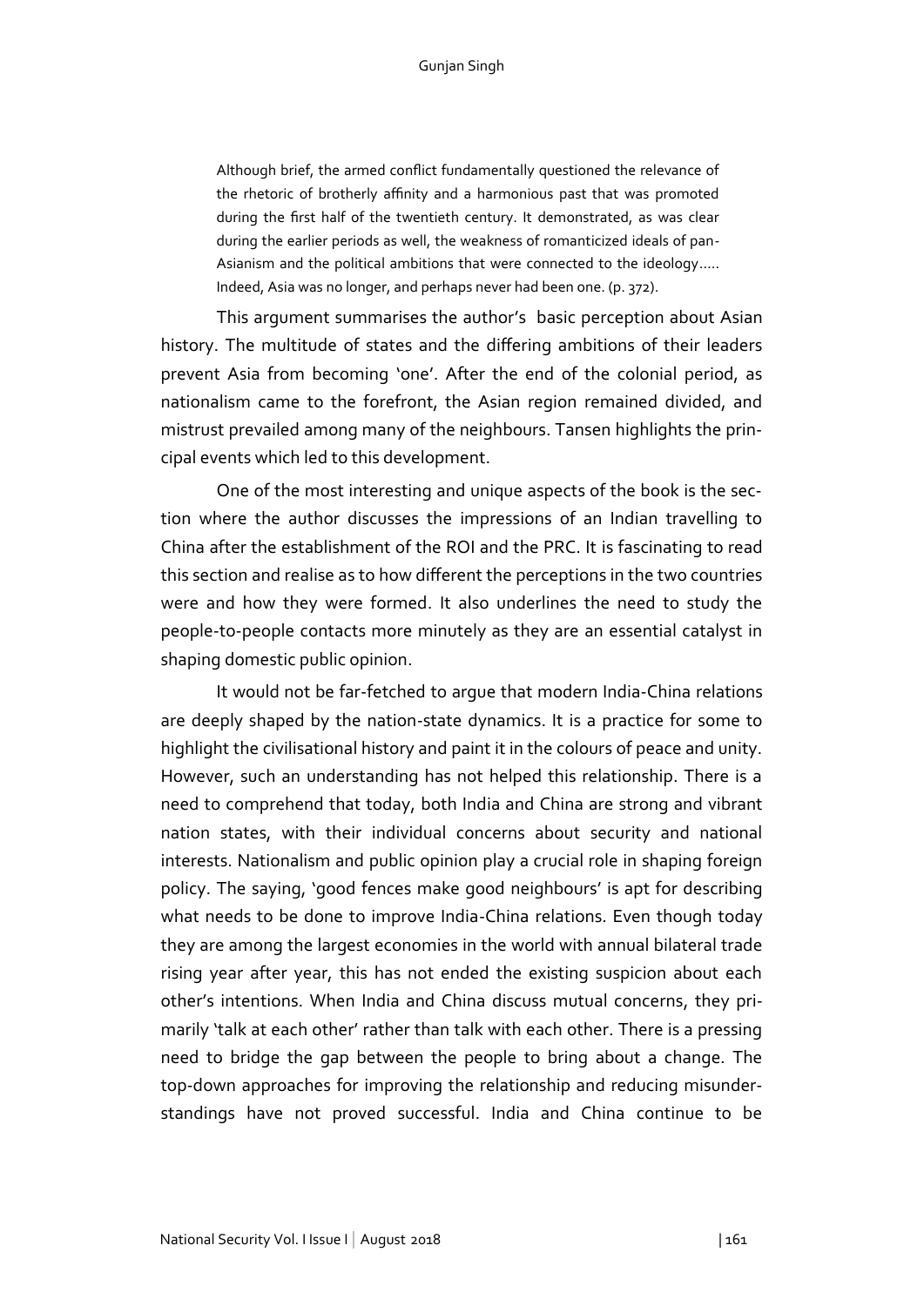> Although brief, the armed conflict fundamentally questioned the relevance of the rhetoric of brotherly affinity and a harmonious past that was promoted during the first half of the twentieth century. It demonstrated, as was clear during the earlier periods as well, the weakness of romanticized ideals of pan-Asianism and the political ambitions that were connected to the ideology….. Indeed, Asia was no longer, and perhaps never had been one. (p. 372).

This argument summarises the author's basic perception about Asian history. The multitude of states and the differing ambitions of their leaders prevent Asia from becoming 'one'. After the end of the colonial period, as nationalism came to the forefront, the Asian region remained divided, and mistrust prevailed among many of the neighbours. Tansen highlights the principal events which led to this development.

One of the most interesting and unique aspects of the book is the section where the author discusses the impressions of an Indian travelling to China after the establishment of the ROI and the PRC. It is fascinating to read this section and realise as to how different the perceptions in the two countries were and how they were formed. It also underlines the need to study the people-to-people contacts more minutely as they are an essential catalyst in shaping domestic public opinion.

It would not be far-fetched to argue that modern India-China relations are deeply shaped by the nation-state dynamics. It is a practice for some to highlight the civilisational history and paint it in the colours of peace and unity. However, such an understanding has not helped this relationship. There is a need to comprehend that today, both India and China are strong and vibrant nation states, with their individual concerns about security and national interests. Nationalism and public opinion play a crucial role in shaping foreign policy. The saying, 'good fences make good neighbours' is apt for describing what needs to be done to improve India-China relations. Even though today they are among the largest economies in the world with annual bilateral trade rising year after year, this has not ended the existing suspicion about each other's intentions. When India and China discuss mutual concerns, they primarily 'talk at each other' rather than talk with each other. There is a pressing need to bridge the gap between the people to bring about a change. The top-down approaches for improving the relationship and reducing misunderstandings have not proved successful. India and China continue to be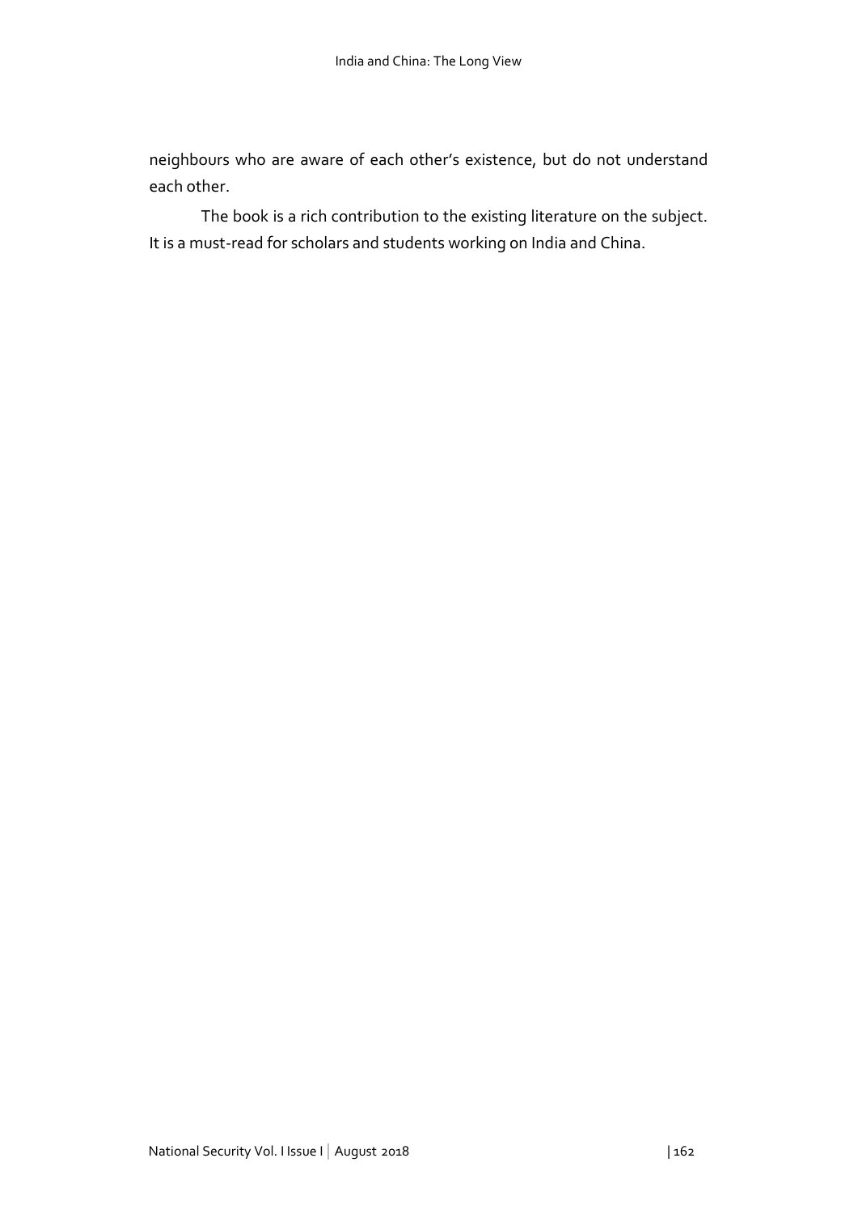neighbours who are aware of each other's existence, but do not understand each other.

The book is a rich contribution to the existing literature on the subject. It is a must-read for scholars and students working on India and China.